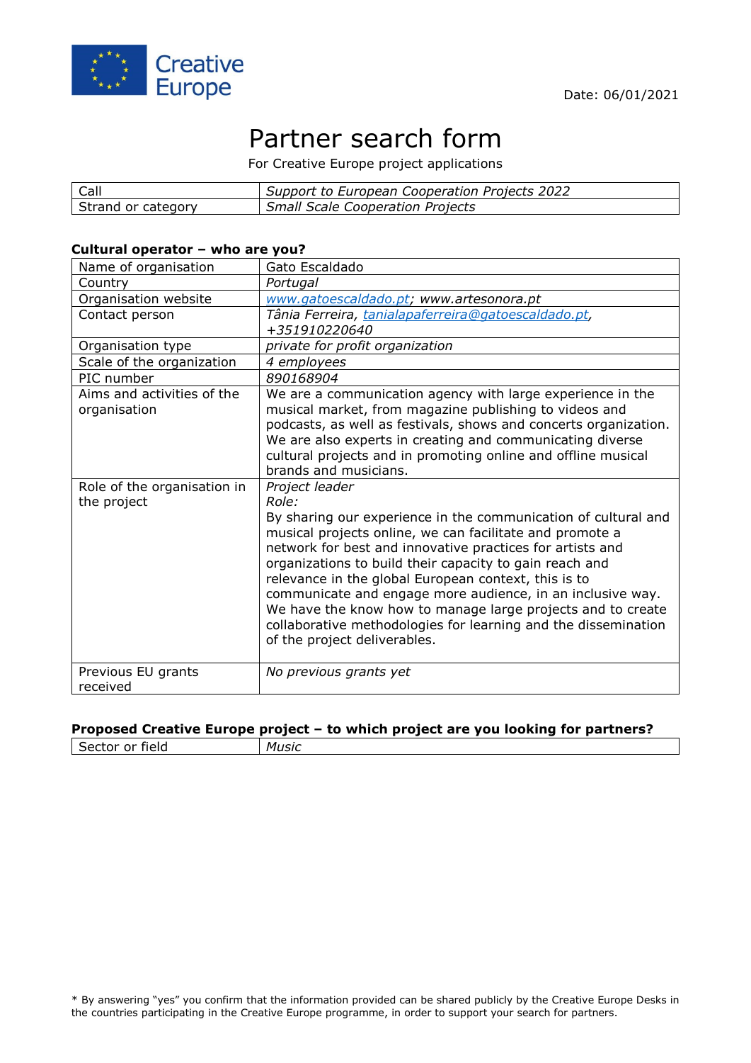Creative Europe

Date: 06/01/2021

# Partner search form

For Creative Europe project applications

| Call | *Support to European Cooperation Projects 2022* |
|---|---|
| Strand or category | *Small Scale Cooperation Projects* |

**Cultural operator – who are you?**

| Name of organisation | Gato Escaldado |
|---|---|
| Country | *Portugal* |
| Organisation website | *www.gatoescaldado.pt; www.artesonora.pt* |
| Contact person | *Tânia Ferreira, tanialapaferreira@gatoescaldado.pt, +351910220640* |
| Organisation type | *private for profit organization* |
| Scale of the organization | *4 employees* |
| PIC number | *890168904* |
| Aims and activities of the organisation | We are a communication agency with large experience in the musical market, from magazine publishing to videos and podcasts, as well as festivals, shows and concerts organization. We are also experts in creating and communicating diverse cultural projects and in promoting online and offline musical brands and musicians. |
| Role of the organisation in the project | *Project leader*<br>*Role:*<br>By sharing our experience in the communication of cultural and musical projects online, we can facilitate and promote a network for best and innovative practices for artists and organizations to build their capacity to gain reach and relevance in the global European context, this is to communicate and engage more audience, in an inclusive way. We have the know how to manage large projects and to create collaborative methodologies for learning and the dissemination of the project deliverables. |
| Previous EU grants received | *No previous grants yet* |

**Proposed Creative Europe project – to which project are you looking for partners?**

| Sector or field | *Music* |
|---|---|

* By answering "yes" you confirm that the information provided can be shared publicly by the Creative Europe Desks in the countries participating in the Creative Europe programme, in order to support your search for partners.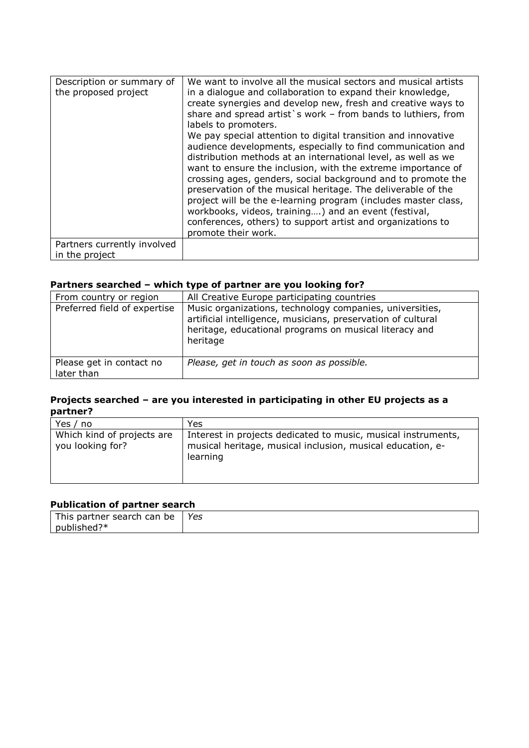| | |
|---|---|
| Description or summary of the proposed project | We want to involve all the musical sectors and musical artists in a dialogue and collaboration to expand their knowledge, create synergies and develop new, fresh and creative ways to share and spread artist`s work – from bands to luthiers, from labels to promoters.<br>We pay special attention to digital transition and innovative audience developments, especially to find communication and distribution methods at an international level, as well as we want to ensure the inclusion, with the extreme importance of crossing ages, genders, social background and to promote the preservation of the musical heritage. The deliverable of the project will be the e-learning program (includes master class, workbooks, videos, training….) and an event (festival, conferences, others) to support artist and organizations to promote their work. |
| Partners currently involved in the project | |

### Partners searched – which type of partner are you looking for?

| | |
|---|---|
| From country or region | All Creative Europe participating countries |
| Preferred field of expertise | Music organizations, technology companies, universities, artificial intelligence, musicians, preservation of cultural heritage, educational programs on musical literacy and heritage |
| Please get in contact no later than | *Please, get in touch as soon as possible.* |

### Projects searched – are you interested in participating in other EU projects as a partner?

| | |
|---|---|
| Yes / no | Yes |
| Which kind of projects are you looking for? | Interest in projects dedicated to music, musical instruments, musical heritage, musical inclusion, musical education, e-learning |

### Publication of partner search

| | |
|---|---|
| This partner search can be published?* | *Yes* |